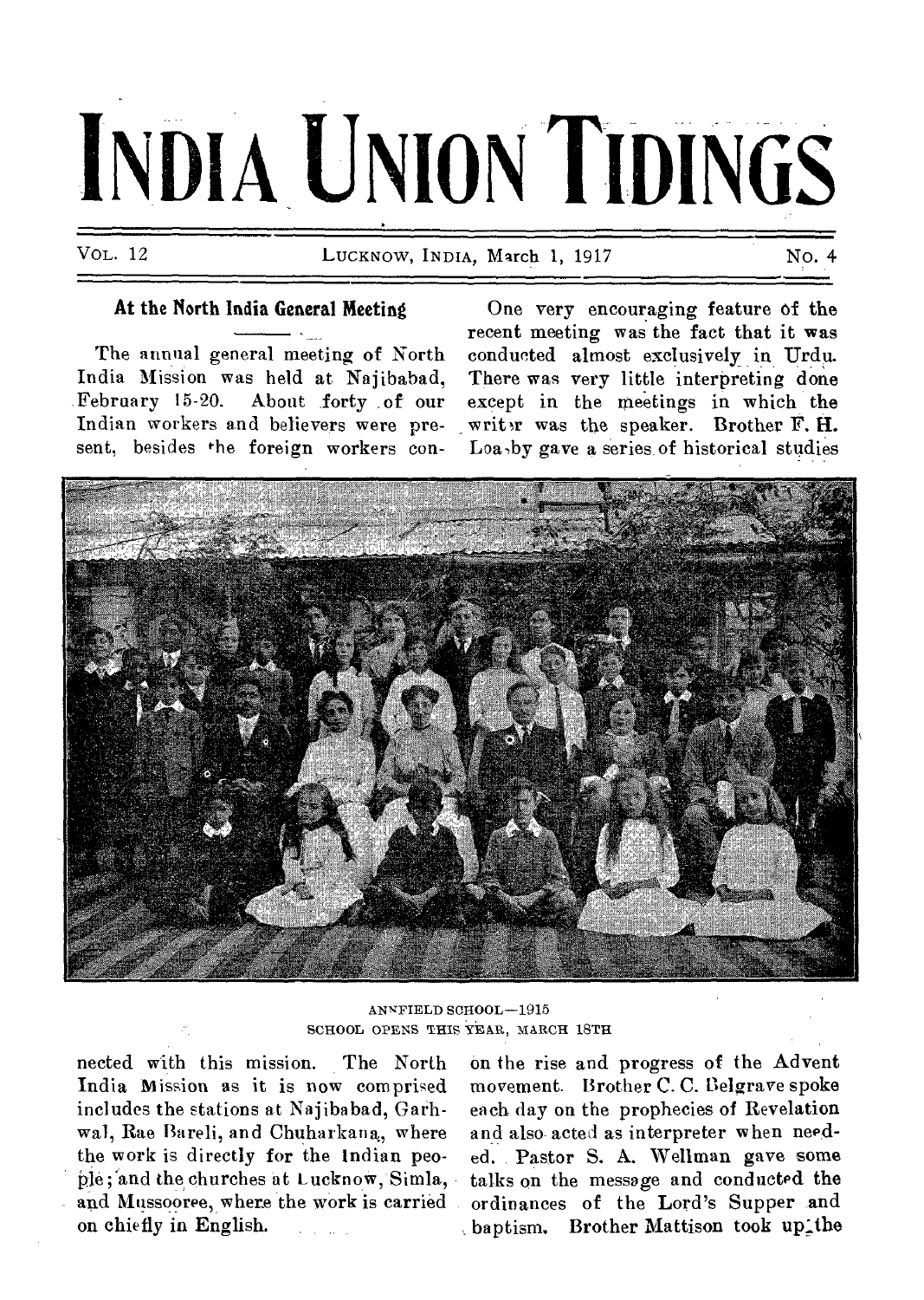# INDIA UNION TIDINGS

VOL. 12 LUCKNOW, INDIA, March 1, 1917 No. 4

## At the North India General Meeting

The annual general meeting of North India Mission was held at Najibabad, February 15-20. About forty of our Indian workers and believers were present, besides the foreign workers connected with this mission. The North India Mission as it is now comprised includes the stations at Najibabad, Garhwal, Rae Bareli, and Chuharkana, where the work is directly for the Indian people; and the churches at Lucknow, Simla, and Mussooree, where the work is carried on chiefly in English.

One very encouraging feature of the recent meeting was the fact that it was conducted almost exclusively in Urdu. There was very little interpreting done except in the meetings in which the writer was the speaker. Brother F. H. Loasby gave a series of historical studies on the rise and progress of the Advent movement. Brother C. C. Belgrave spoke each day on the prophecies of Revelation and also acted as interpreter when needed. Pastor S. A. Wellman gave some talks on the message and conducted the ordinances of the Lord's Supper and baptism. Brother Mattison took up the

ANNFIELD SCHOOL—1915
SCHOOL OPENS THIS YEAR, MARCH 18TH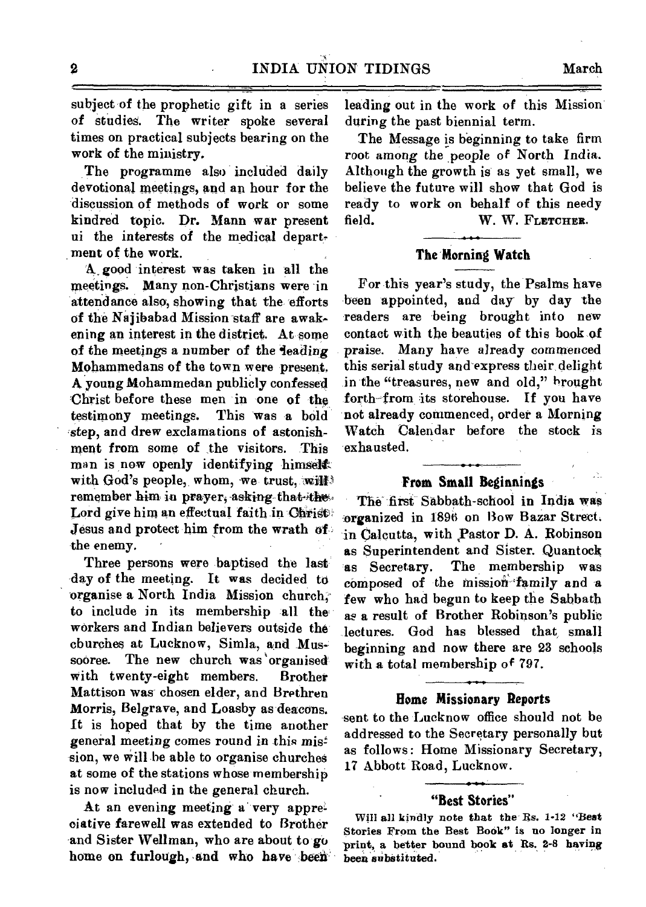subject of the prophetic gift in a series of studies. The writer spoke several times on practical subjects bearing on the work of the ministry.

The programme also included daily devotional meetings, and an hour for the discussion of methods of work or some kindred topic. Dr. Mann war present ui the interests of the medical department of the work.

A good interest was taken in all the meetings. Many non-Christians were in attendance also, showing that the efforts of the Najibabad Mission staff are awakening an interest in the district. At some of the meetings a number of the leading Mohammedans of the town were present. A young Mohammedan publicly confessed Christ before these men in one of the testimony meetings. This was a bold step, and drew exclamations of astonishment from some of the visitors. This man is now openly identifying himself with God's people, whom, we trust, will remember him in prayer, asking that the Lord give him an effectual faith in Christ Jesus and protect him from the wrath of the enemy.

Three persons were baptised the last day of the meeting. It was decided to organise a North India Mission church, to include in its membership all the workers and Indian believers outside the churches at Lucknow, Simla, and Mussooree. The new church was organised with twenty-eight members. Brother Mattison was chosen elder, and Brethren Morris, Belgrave, and Loasby as deacons. It is hoped that by the time another general meeting comes round in this mission, we will be able to organise churches at some of the stations whose membership is now included in the general church.

At an evening meeting a very appreciative farewell was extended to Brother and Sister Wellman, who are about to go home on furlough, and who have been leading out in the work of this Mission during the past biennial term.

The Message is beginning to take firm root among the people of North India. Although the growth is as yet small, we believe the future will show that God is ready to work on behalf of this needy field.

W. W. FLETCHER.

## The Morning Watch

For this year's study, the Psalms have been appointed, and day by day the readers are being brought into new contact with the beauties of this book of praise. Many have already commenced this serial study and express their delight in the "treasures, new and old," brought forth from its storehouse. If you have not already commenced, order a Morning Watch Calendar before the stock is exhausted.

## From Small Beginnings

The first Sabbath-school in India was organized in 1896 on Bow Bazar Street, in Calcutta, with Pastor D. A. Robinson as Superintendent and Sister. Quantock as Secretary. The membership was composed of the mission family and a few who had begun to keep the Sabbath as a result of Brother Robinson's public lectures. God has blessed that small beginning and now there are 23 schools with a total membership of 797.

## Home Missionary Reports

sent to the Lucknow office should not be addressed to the Secretary personally but as follows: Home Missionary Secretary, 17 Abbott Road, Lucknow.

## "Best Stories"

Will all kindly note that the Rs. 1-12 "Best Stories From the Best Book" is no longer in print, a better bound book at Rs. 2-8 having been substituted.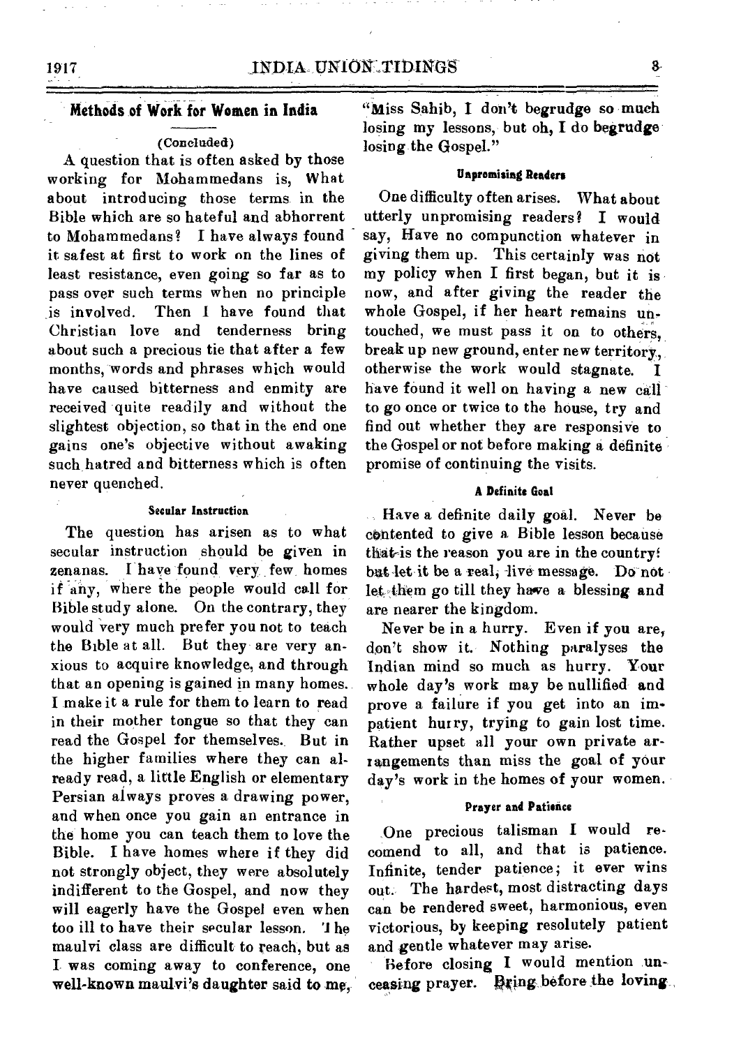## Methods of Work for Women in India

(Concluded)

A question that is often asked by those working for Mohammedans is, What about introducing those terms in the Bible which are so hateful and abhorrent to Mohammedans? I have always found it safest at first to work on the lines of least resistance, even going so far as to pass over such terms when no principle is involved. Then I have found that Christian love and tenderness bring about such a precious tie that after a few months, words and phrases which would have caused bitterness and enmity are received quite readily and without the slightest objection, so that in the end one gains one's objective without awaking such hatred and bitterness which is often never quenched.

#### Secular Instruction

The question has arisen as to what secular instruction should be given in zenanas. I have found very few homes if any, where the people would call for Bible study alone. On the contrary, they would very much prefer you not to teach the Bible at all. But they are very anxious to acquire knowledge, and through that an opening is gained in many homes. I make it a rule for them to learn to read in their mother tongue so that they can read the Gospel for themselves. But in the higher families where they can already read, a little English or elementary Persian always proves a drawing power, and when once you gain an entrance in the home you can teach them to love the Bible. I have homes where if they did not strongly object, they were absolutely indifferent to the Gospel, and now they will eagerly have the Gospel even when too ill to have their secular lesson. The maulvi class are difficult to reach, but as I was coming away to conference, one well-known maulvi's daughter said to me, "Miss Sahib, I don't begrudge so much losing my lessons, but oh, I do begrudge losing the Gospel."

#### Unpromising Readers

One difficulty often arises. What about utterly unpromising readers? I would say, Have no compunction whatever in giving them up. This certainly was not my policy when I first began, but it is now, and after giving the reader the whole Gospel, if her heart remains untouched, we must pass it on to others, break up new ground, enter new territory, otherwise the work would stagnate. I have found it well on having a new call to go once or twice to the house, try and find out whether they are responsive to the Gospel or not before making a definite promise of continuing the visits.

#### A Definite Goal

Have a definite daily goal. Never be contented to give a Bible lesson because that is the reason you are in the country! but let it be a real, live message. Do not let them go till they have a blessing and are nearer the kingdom.

Never be in a hurry. Even if you are, don't show it. Nothing paralyses the Indian mind so much as hurry. Your whole day's work may be nullified and prove a failure if you get into an impatient hurry, trying to gain lost time. Rather upset all your own private arrangements than miss the goal of your day's work in the homes of your women.

#### Prayer and Patience

One precious talisman I would recomend to all, and that is patience. Infinite, tender patience; it ever wins out. The hardest, most distracting days can be rendered sweet, harmonious, even victorious, by keeping resolutely patient and gentle whatever may arise.

Before closing I would mention unceasing prayer. Bring before the loving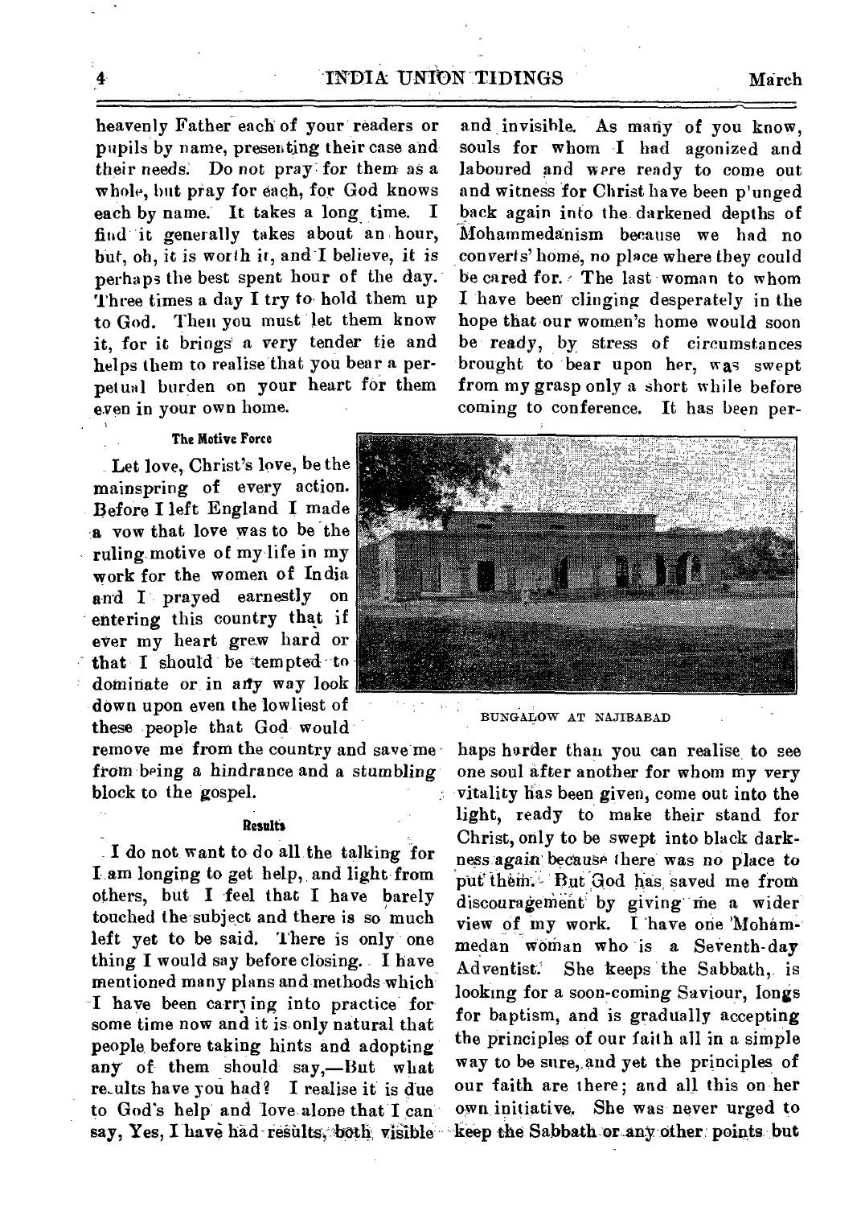heavenly Father each of your readers or pupils by name, presenting their case and their needs. Do not pray for them as a whole, but pray for each, for God knows each by name. It takes a long time. I find it generally takes about an hour, but, oh, it is worth it, and I believe, it is perhaps the best spent hour of the day. Three times a day I try to hold them up to God. Then you must let them know it, for it brings a very tender tie and helps them to realise that you bear a perpetual burden on your heart for them even in your own home.

#### The Motive Force

Let love, Christ's love, be the mainspring of every action. Before I left England I made a vow that love was to be the ruling motive of my life in my work for the women of India and I prayed earnestly on entering this country that if ever my heart grew hard or that I should be tempted to dominate or in any way look down upon even the lowliest of these people that God would remove me from the country and save me from being a hindrance and a stumbling block to the gospel.

#### Results

I do not want to do all the talking for I am longing to get help, and light from others, but I feel that I have barely touched the subject and there is so much left yet to be said. There is only one thing I would say before closing. I have mentioned many plans and methods which I have been carrying into practice for some time now and it is only natural that people before taking hints and adopting any of them should say,—But what results have you had? I realise it is due to God's help and love alone that I can say, Yes, I have had results, both visible and invisible. As many of you know, souls for whom I had agonized and laboured and were ready to come out and witness for Christ have been plunged back again into the darkened depths of Mohammedanism because we had no converts' home, no place where they could be cared for. The last woman to whom I have been clinging desperately in the hope that our women's home would soon be ready, by stress of circumstances brought to bear upon her, was swept from my grasp only a short while before coming to conference. It has been perhaps harder than you can realise to see one soul after another for whom my very vitality has been given, come out into the light, ready to make their stand for Christ, only to be swept into black darkness again because there was no place to put them. But God has saved me from discouragement by giving me a wider view of my work. I have one Mohammedan woman who is a Seventh-day Adventist. She keeps the Sabbath, is looking for a soon-coming Saviour, longs for baptism, and is gradually accepting the principles of our faith all in a simple way to be sure, and yet the principles of our faith are there; and all this on her own initiative. She was never urged to keep the Sabbath or any other points but

BUNGALOW AT NAJIBABAD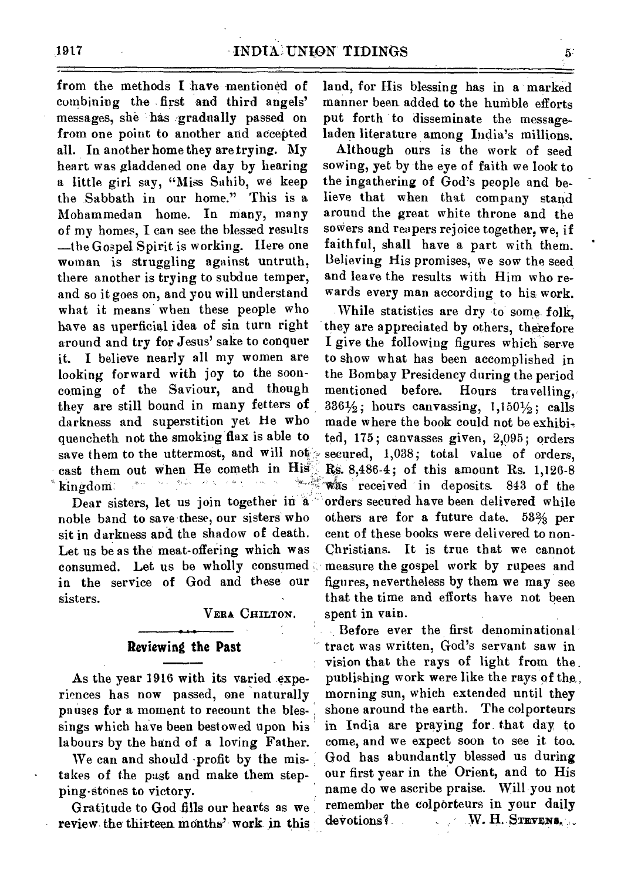from the methods I have mentioned of combining the first and third angels' messages, she has gradnally passed on from one point to another and accepted all. In another home they are trying. My heart was gladdened one day by hearing a little girl say, "Miss Sahib, we keep the Sabbath in our home." This is a Mohammedan home. In many, many of my homes, I can see the blessed results —the Gospel Spirit is working. Here one woman is struggling against untruth, there another is trying to subdue temper, and so it goes on, and you will understand what it means when these people who have as uperficial idea of sin turn right around and try for Jesus' sake to conquer it. I believe nearly all my women are looking forward with joy to the soon-coming of the Saviour, and though they are still bound in many fetters of darkness and superstition yet He who quencheth not the smoking flax is able to save them to the uttermost, and will not cast them out when He cometh in His kingdom.

Dear sisters, let us join together in a noble band to save these, our sisters who sit in darkness and the shadow of death. Let us be as the meat-offering which was consumed. Let us be wholly consumed in the service of God and these our sisters.

VERA CHILTON.

## Reviewing the Past

As the year 1916 with its varied experiences has now passed, one naturally pauses for a moment to recount the blessings which have been bestowed upon his labours by the hand of a loving Father.

We can and should profit by the mistakes of the past and make them stepping-stones to victory.

Gratitude to God fills our hearts as we review the thirteen months' work in this land, for His blessing has in a marked manner been added to the humble efforts put forth to disseminate the message-laden literature among India's millions.

Although ours is the work of seed sowing, yet by the eye of faith we look to the ingathering of God's people and believe that when that company stand around the great white throne and the sowers and reapers rejoice together, we, if faithful, shall have a part with them. Believing His promises, we sow the seed and leave the results with Him who rewards every man according to his work.

While statistics are dry to some folk, they are appreciated by others, therefore I give the following figures which serve to show what has been accomplished in the Bombay Presidency during the period mentioned before. Hours travelling, 336½; hours canvassing, 1,150½; calls made where the book could not be exhibited, 175; canvasses given, 2,095; orders secured, 1,038; total value of orders, Rs. 8,486-4; of this amount Rs. 1,126-8 was received in deposits. 843 of the orders secured have been delivered while others are for a future date. 53⅔ per cent of these books were delivered to non-Christians. It is true that we cannot measure the gospel work by rupees and figures, nevertheless by them we may see that the time and efforts have not been spent in vain.

Before ever the first denominational tract was written, God's servant saw in vision that the rays of light from the publishing work were like the rays of the morning sun, which extended until they shone around the earth. The colporteurs in India are praying for that day to come, and we expect soon to see it too. God has abundantly blessed us during our first year in the Orient, and to His name do we ascribe praise. Will you not remember the colporteurs in your daily devotions?

W. H. STEVENS.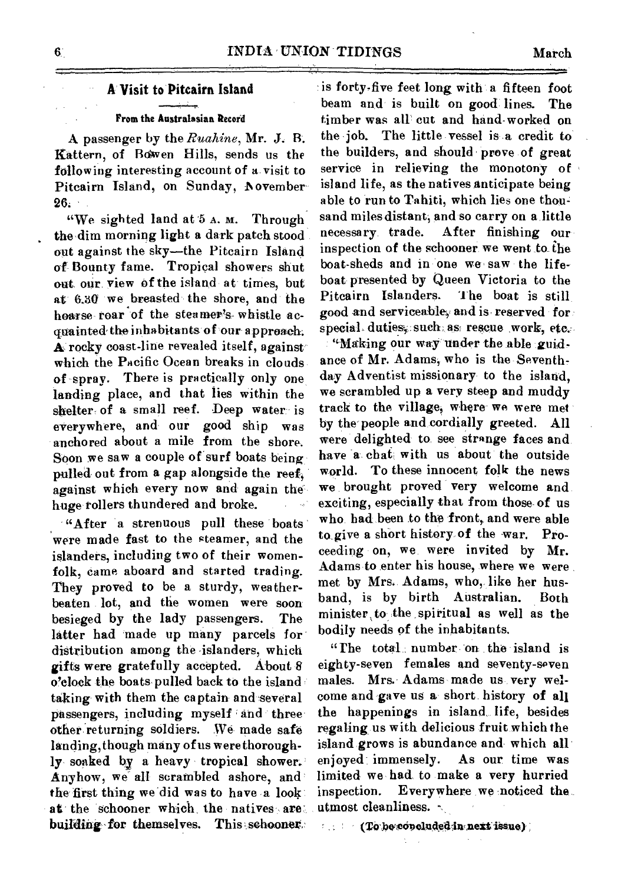## A Visit to Pitcairn Island

#### From the Australasian Record

A passenger by the *Ruahine*, Mr. J. B. Kattern, of Bowen Hills, sends us the following interesting account of a visit to Pitcairn Island, on Sunday, November 26.

"We sighted land at 5 A. M. Through the dim morning light a dark patch stood out against the sky—the Pitcairn Island of Bounty fame. Tropical showers shut out our view of the island at times, but at 6.30 we breasted the shore, and the hoarse roar of the steamer's whistle acquainted the inhabitants of our approach. A rocky coast-line revealed itself, against which the Pacific Ocean breaks in clouds of spray. There is practically only one landing place, and that lies within the shelter of a small reef. Deep water is everywhere, and our good ship was anchored about a mile from the shore. Soon we saw a couple of surf boats being pulled out from a gap alongside the reef, against which every now and again the huge rollers thundered and broke.

"After a strenuous pull these boats were made fast to the steamer, and the islanders, including two of their women-folk, came aboard and started trading. They proved to be a sturdy, weather-beaten lot, and the women were soon besieged by the lady passengers. The latter had made up many parcels for distribution among the islanders, which gifts were gratefully accepted. About 8 o'clock the boats pulled back to the island taking with them the captain and several passengers, including myself and three other returning soldiers. We made safe landing, though many of us were thoroughly soaked by a heavy tropical shower. Anyhow, we all scrambled ashore, and the first thing we did was to have a look at the schooner which the natives are building for themselves. This schooner is forty-five feet long with a fifteen foot beam and is built on good lines. The timber was all cut and hand-worked on the job. The little vessel is a credit to the builders, and should prove of great service in relieving the monotony of island life, as the natives anticipate being able to run to Tahiti, which lies one thousand miles distant, and so carry on a little necessary trade. After finishing our inspection of the schooner we went to the boat-sheds and in one we saw the life-boat presented by Queen Victoria to the Pitcairn Islanders. The boat is still good and serviceable, and is reserved for special duties, such as rescue work, etc.

"Making our way under the able guidance of Mr. Adams, who is the Seventh-day Adventist missionary to the island, we scrambled up a very steep and muddy track to the village, where we were met by the people and cordially greeted. All were delighted to see strange faces and have a chat with us about the outside world. To these innocent folk the news we brought proved very welcome and exciting, especially that from those of us who had been to the front, and were able to give a short history of the war. Proceeding on, we were invited by Mr. Adams to enter his house, where we were met by Mrs. Adams, who, like her husband, is by birth Australian. Both minister to the spiritual as well as the bodily needs of the inhabitants.

"The total number on the island is eighty-seven females and seventy-seven males. Mrs. Adams made us very welcome and gave us a short history of all the happenings in island life, besides regaling us with delicious fruit which the island grows is abundance and which all enjoyed immensely. As our time was limited we had to make a very hurried inspection. Everywhere we noticed the utmost cleanliness.

(To be concluded in next issue)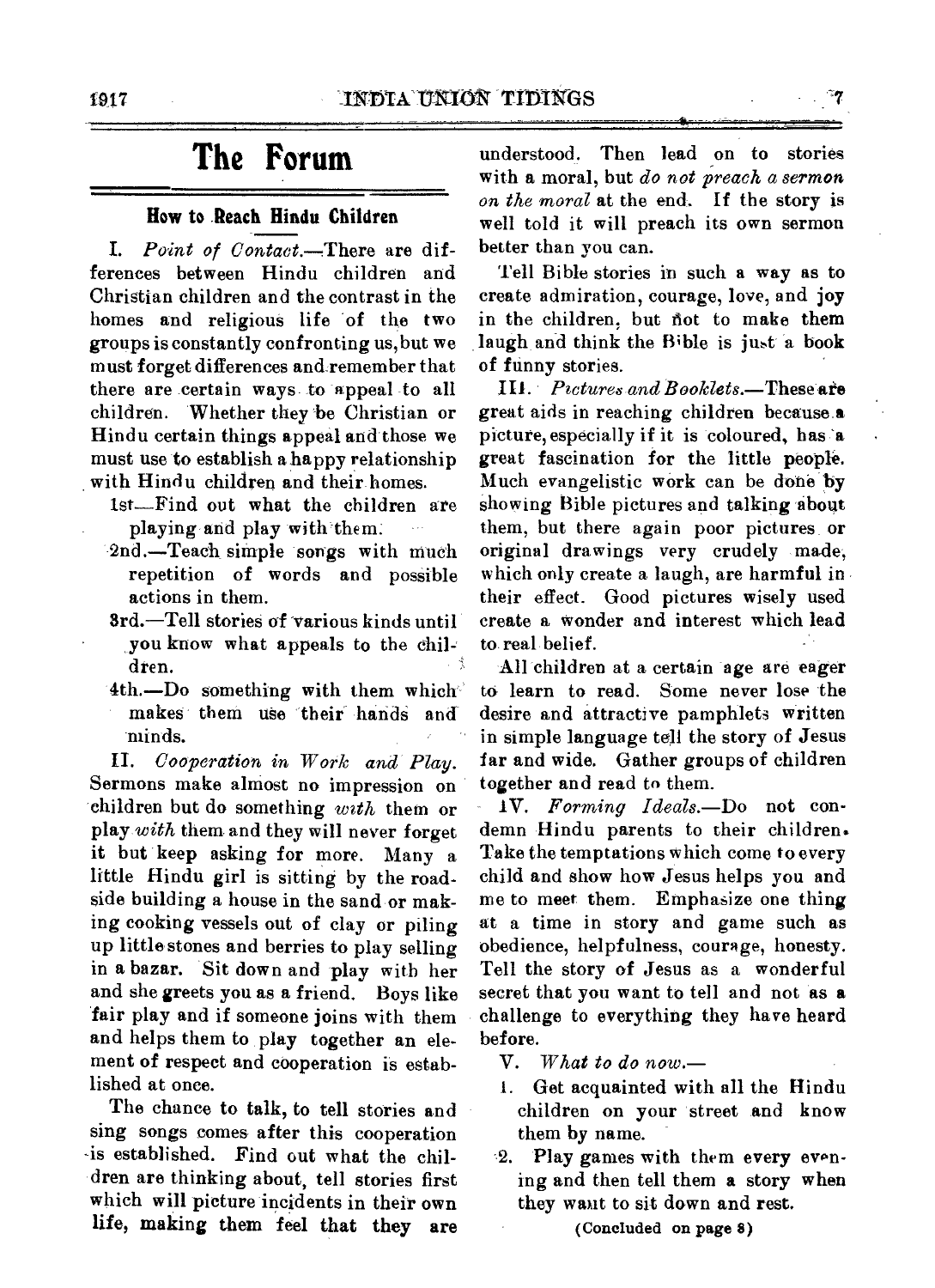# The Forum

## How to Reach Hindu Children

I. *Point of Contact.*—There are differences between Hindu children and Christian children and the contrast in the homes and religious life of the two groups is constantly confronting us, but we must forget differences and remember that there are certain ways to appeal to all children. Whether they be Christian or Hindu certain things appeal and those we must use to establish a happy relationship with Hindu children and their homes.

- 1st—Find out what the children are playing and play with them.
- 2nd.—Teach simple songs with much repetition of words and possible actions in them.
- 3rd.—Tell stories of various kinds until you know what appeals to the children.
- 4th.—Do something with them which makes them use their hands and minds.

II. *Cooperation in Work and Play.* Sermons make almost no impression on children but do something *with* them or play *with* them and they will never forget it but keep asking for more. Many a little Hindu girl is sitting by the roadside building a house in the sand or making cooking vessels out of clay or piling up little stones and berries to play selling in a bazar. Sit down and play with her and she greets you as a friend. Boys like fair play and if someone joins with them and helps them to play together an element of respect and cooperation is established at once.

The chance to talk, to tell stories and sing songs comes after this cooperation is established. Find out what the children are thinking about, tell stories first which will picture incidents in their own life, making them feel that they are understood. Then lead on to stories with a moral, but *do not preach a sermon on the moral* at the end. If the story is well told it will preach its own sermon better than you can.

Tell Bible stories in such a way as to create admiration, courage, love, and joy in the children, but not to make them laugh and think the Bible is just a book of funny stories.

III. *Pictures and Booklets.*—These are great aids in reaching children because a picture, especially if it is coloured, has a great fascination for the little people. Much evangelistic work can be done by showing Bible pictures and talking about them, but there again poor pictures or original drawings very crudely made, which only create a laugh, are harmful in their effect. Good pictures wisely used create a wonder and interest which lead to real belief.

All children at a certain age are eager to learn to read. Some never lose the desire and attractive pamphlets written in simple language tell the story of Jesus far and wide. Gather groups of children together and read to them.

IV. *Forming Ideals.*—Do not condemn Hindu parents to their children. Take the temptations which come to every child and show how Jesus helps you and me to meet them. Emphasize one thing at a time in story and game such as obedience, helpfulness, courage, honesty. Tell the story of Jesus as a wonderful secret that you want to tell and not as a challenge to everything they have heard before.

V. *What to do now.*—

1. Get acquainted with all the Hindu children on your street and know them by name.
2. Play games with them every evening and then tell them a story when they want to sit down and rest.

(Concluded on page 8)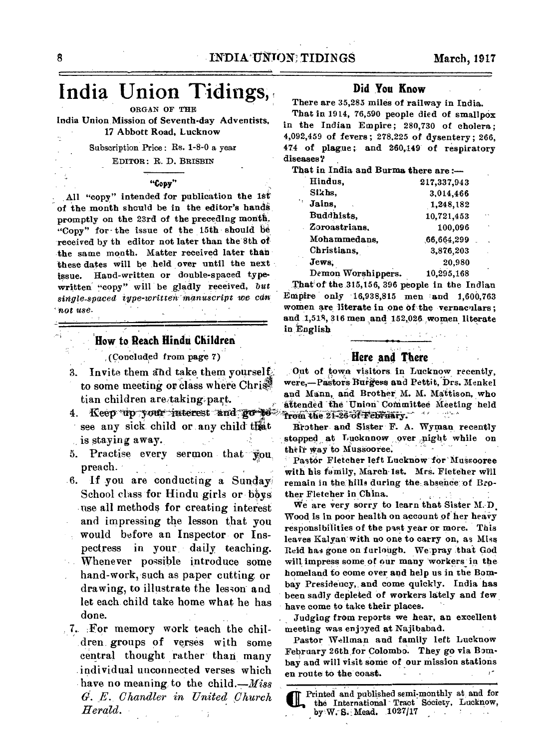# India Union Tidings,

ORGAN OF THE

India Union Mission of Seventh-day Adventists,
17 Abbott Road, Lucknow

Subscription Price: Rs. 1-8-0 a year

EDITOR: R. D. BRISBIN

### "Copy"

All "copy" intended for publication the 1st of the month should be in the editor's hands promptly on the 23rd of the preceding month. "Copy" for the issue of the 15th should be received by th editor not later than the 8th of the same month. Matter received later than these dates will be held over until the next issue. Hand-written or double-spaced type-written "copy" will be gladly received, *but single-spaced type-written manuscript we can not use.*

## How to Reach Hindu Children

(Concluded from page 7)

3. Invite them and take them yourself to some meeting or class where Christian children are taking part.
4. Keep up your interest and go to see any sick child or any child that is staying away.
5. Practise every sermon that you preach.
6. If you are conducting a Sunday School class for Hindu girls or boys use all methods for creating interest and impressing the lesson that you would before an Inspector or Inspectress in your daily teaching. Whenever possible introduce some hand-work, such as paper cutting or drawing, to illustrate the lesson and let each child take home what he has done.
7. For memory work teach the children groups of verses with some central thought rather than many individual unconnected verses which have no meaning to the child.—*Miss G. E. Chandler in United Church Herald.*

## Did You Know

There are 35,285 miles of railway in India.

That in 1914, 76,590 people died of smallpox in the Indian Empire; 280,730 of cholera; 4,092,459 of fevers; 278,225 of dysentery; 266,474 of plague; and 260,149 of respiratory diseases?

That in India and Burma there are:—

| | |
|---|---|
| Hindus, | 217,337,943 |
| Sikhs, | 3,014,466 |
| Jains, | 1,248,182 |
| Buddhists, | 10,721,453 |
| Zoroastrians, | 100,096 |
| Mohammedans, | 66,664,299 |
| Christians, | 3,876,203 |
| Jews, | 20,980 |
| Demon Worshippers. | 10,295,168 |

That of the 315,156,396 people in the Indian Empire only 16,938,815 men and 1,600,763 women are literate in one of the vernaculars; and 1,518,316 men and 152,026 women literate in English

## Here and There

Out of town visitors in Lucknow recently, were,—Pastors Burgess and Pettit, Drs. Menkel and Mann, and Brother M. M. Mattison, who attended the Union Committee Meeting held from the 21-26 of February.

Brother and Sister F. A. Wyman recently stopped at Lucknow over night while on their way to Mussooree.

Pastor Fletcher left Lucknow for Mussooree with his family, March 1st. Mrs. Fletcher will remain in the hills during the absence of Brother Fletcher in China.

We are very sorry to learn that Sister M. D. Wood is in poor health on account of her heavy responsibilities of the past year or more. This leaves Kalyan with no one to carry on, as Miss Reid has gone on furlough. We pray that God will impress some of our many workers in the homeland to come over and help us in the Bombay Presidency, and come quickly. India has been sadly depleted of workers lately and few have come to take their places.

Judging from reports we hear, an excellent meeting was enjoyed at Najibabad.

Pastor Wellman and family left Lucknow February 26th for Colombo. They go via Bombay and will visit some of our mission stations en route to the coast.

Printed and published semi-monthly at and for the International Tract Society, Lucknow, by W. S. Mead. 1027/17